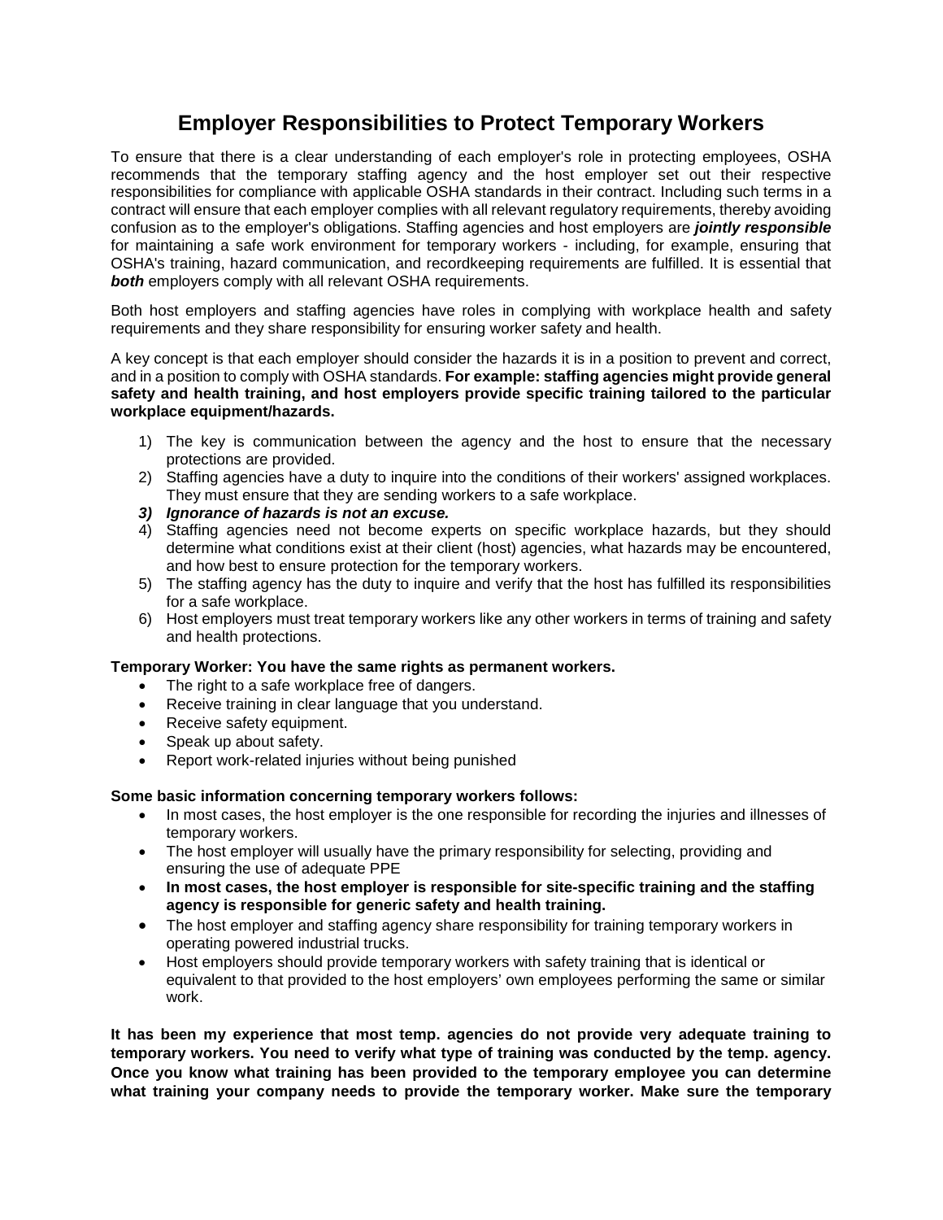# Employer Responsibilities to Protect Temporary Workers

To ensure that there is a clear understanding of each employer's role in protecting employees, OSHA recommends that the temporary staffing agency and the host employer set out their respective responsibilities for compliance with applicable OSHA standards in their contract. Including such terms in a contract will ensure that each employer complies with all relevant regulatory requirements, thereby avoiding confusion as to the employer's obligations. Staffing agencies and host employers are ***jointly responsible*** for maintaining a safe work environment for temporary workers - including, for example, ensuring that OSHA's training, hazard communication, and recordkeeping requirements are fulfilled. It is essential that ***both*** employers comply with all relevant OSHA requirements.

Both host employers and staffing agencies have roles in complying with workplace health and safety requirements and they share responsibility for ensuring worker safety and health.

A key concept is that each employer should consider the hazards it is in a position to prevent and correct, and in a position to comply with OSHA standards. **For example: staffing agencies might provide general safety and health training, and host employers provide specific training tailored to the particular workplace equipment/hazards.**

1) The key is communication between the agency and the host to ensure that the necessary protections are provided.
2) Staffing agencies have a duty to inquire into the conditions of their workers' assigned workplaces. They must ensure that they are sending workers to a safe workplace.
3) ***Ignorance of hazards is not an excuse.***
4) Staffing agencies need not become experts on specific workplace hazards, but they should determine what conditions exist at their client (host) agencies, what hazards may be encountered, and how best to ensure protection for the temporary workers.
5) The staffing agency has the duty to inquire and verify that the host has fulfilled its responsibilities for a safe workplace.
6) Host employers must treat temporary workers like any other workers in terms of training and safety and health protections.

**Temporary Worker: You have the same rights as permanent workers.**

- The right to a safe workplace free of dangers.
- Receive training in clear language that you understand.
- Receive safety equipment.
- Speak up about safety.
- Report work-related injuries without being punished

**Some basic information concerning temporary workers follows:**

- In most cases, the host employer is the one responsible for recording the injuries and illnesses of temporary workers.
- The host employer will usually have the primary responsibility for selecting, providing and ensuring the use of adequate PPE
- **In most cases, the host employer is responsible for site-specific training and the staffing agency is responsible for generic safety and health training.**
- The host employer and staffing agency share responsibility for training temporary workers in operating powered industrial trucks.
- Host employers should provide temporary workers with safety training that is identical or equivalent to that provided to the host employers' own employees performing the same or similar work.

**It has been my experience that most temp. agencies do not provide very adequate training to temporary workers. You need to verify what type of training was conducted by the temp. agency. Once you know what training has been provided to the temporary employee you can determine what training your company needs to provide the temporary worker. Make sure the temporary**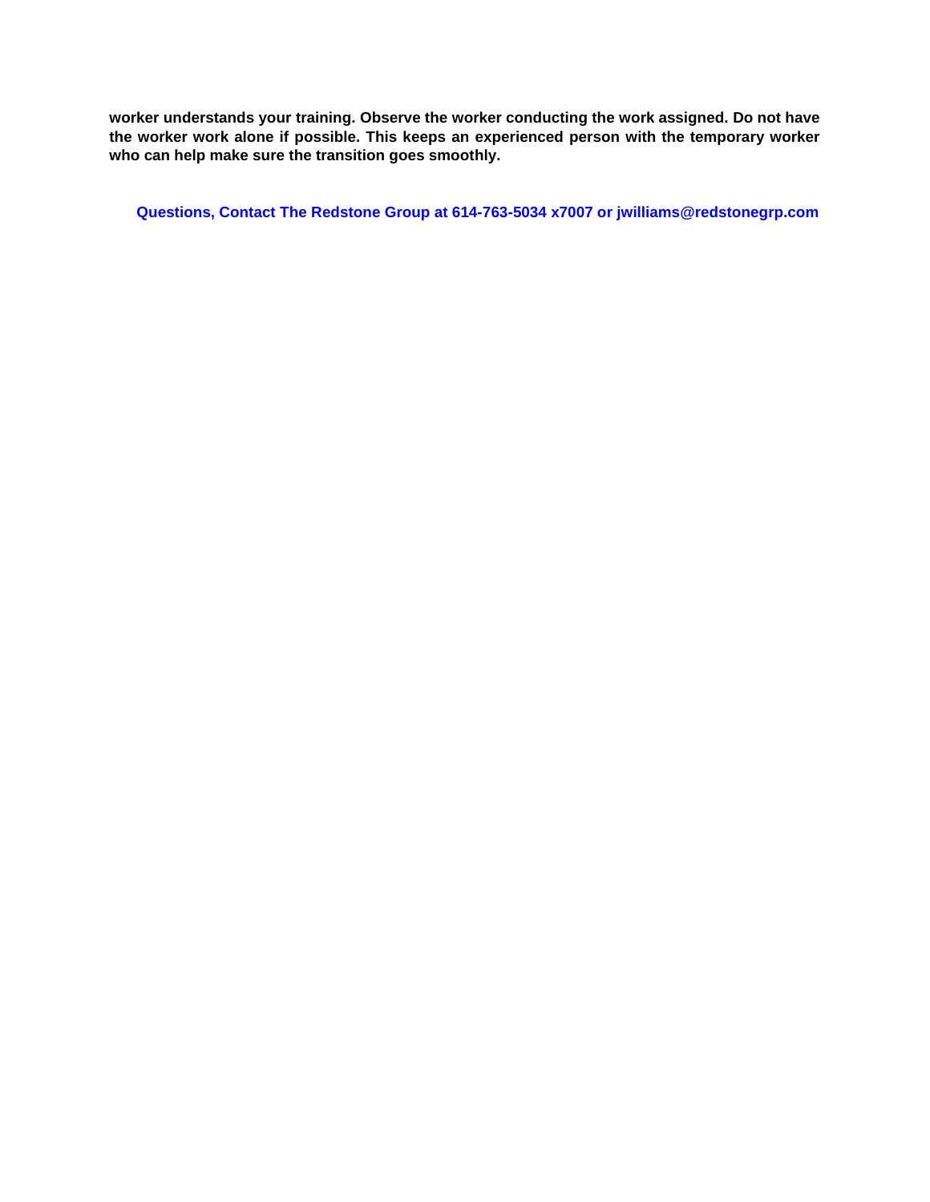**worker understands your training. Observe the worker conducting the work assigned. Do not have the worker work alone if possible. This keeps an experienced person with the temporary worker who can help make sure the transition goes smoothly.**

**Questions, Contact The Redstone Group at 614-763-5034 x7007 or jwilliams@redstonegrp.com**